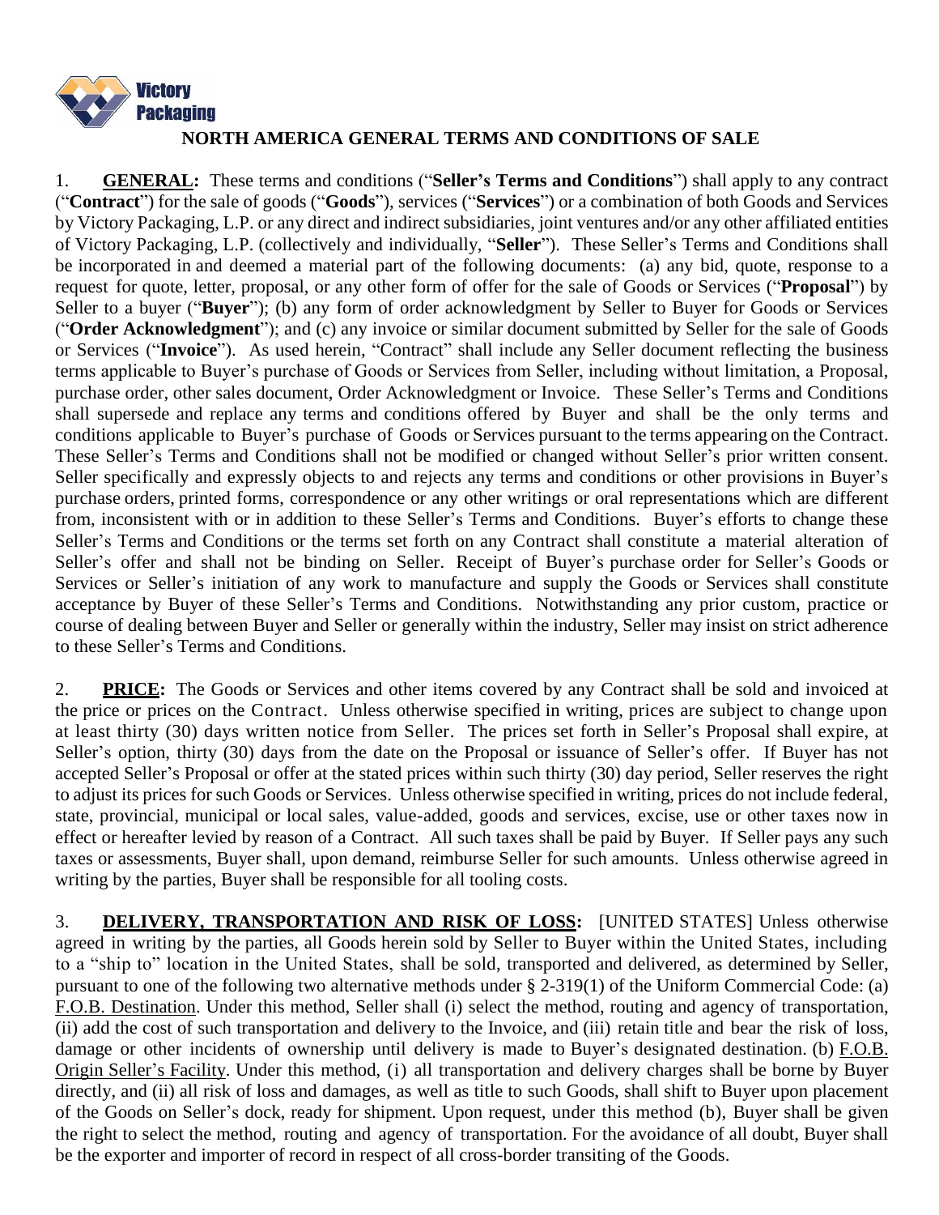Victory Packaging

# NORTH AMERICA GENERAL TERMS AND CONDITIONS OF SALE

1. **GENERAL:** These terms and conditions ("**Seller's Terms and Conditions**") shall apply to any contract ("**Contract**") for the sale of goods ("**Goods**"), services ("**Services**") or a combination of both Goods and Services by Victory Packaging, L.P. or any direct and indirect subsidiaries, joint ventures and/or any other affiliated entities of Victory Packaging, L.P. (collectively and individually, "**Seller**"). These Seller's Terms and Conditions shall be incorporated in and deemed a material part of the following documents: (a) any bid, quote, response to a request for quote, letter, proposal, or any other form of offer for the sale of Goods or Services ("**Proposal**") by Seller to a buyer ("**Buyer**"); (b) any form of order acknowledgment by Seller to Buyer for Goods or Services ("**Order Acknowledgment**"); and (c) any invoice or similar document submitted by Seller for the sale of Goods or Services ("**Invoice**"). As used herein, "Contract" shall include any Seller document reflecting the business terms applicable to Buyer's purchase of Goods or Services from Seller, including without limitation, a Proposal, purchase order, other sales document, Order Acknowledgment or Invoice. These Seller's Terms and Conditions shall supersede and replace any terms and conditions offered by Buyer and shall be the only terms and conditions applicable to Buyer's purchase of Goods or Services pursuant to the terms appearing on the Contract. These Seller's Terms and Conditions shall not be modified or changed without Seller's prior written consent. Seller specifically and expressly objects to and rejects any terms and conditions or other provisions in Buyer's purchase orders, printed forms, correspondence or any other writings or oral representations which are different from, inconsistent with or in addition to these Seller's Terms and Conditions. Buyer's efforts to change these Seller's Terms and Conditions or the terms set forth on any Contract shall constitute a material alteration of Seller's offer and shall not be binding on Seller. Receipt of Buyer's purchase order for Seller's Goods or Services or Seller's initiation of any work to manufacture and supply the Goods or Services shall constitute acceptance by Buyer of these Seller's Terms and Conditions. Notwithstanding any prior custom, practice or course of dealing between Buyer and Seller or generally within the industry, Seller may insist on strict adherence to these Seller's Terms and Conditions.

2. **PRICE:** The Goods or Services and other items covered by any Contract shall be sold and invoiced at the price or prices on the Contract. Unless otherwise specified in writing, prices are subject to change upon at least thirty (30) days written notice from Seller. The prices set forth in Seller's Proposal shall expire, at Seller's option, thirty (30) days from the date on the Proposal or issuance of Seller's offer. If Buyer has not accepted Seller's Proposal or offer at the stated prices within such thirty (30) day period, Seller reserves the right to adjust its prices for such Goods or Services. Unless otherwise specified in writing, prices do not include federal, state, provincial, municipal or local sales, value-added, goods and services, excise, use or other taxes now in effect or hereafter levied by reason of a Contract. All such taxes shall be paid by Buyer. If Seller pays any such taxes or assessments, Buyer shall, upon demand, reimburse Seller for such amounts. Unless otherwise agreed in writing by the parties, Buyer shall be responsible for all tooling costs.

3. **DELIVERY, TRANSPORTATION AND RISK OF LOSS:** [UNITED STATES] Unless otherwise agreed in writing by the parties, all Goods herein sold by Seller to Buyer within the United States, including to a "ship to" location in the United States, shall be sold, transported and delivered, as determined by Seller, pursuant to one of the following two alternative methods under § 2-319(1) of the Uniform Commercial Code: (a) F.O.B. Destination. Under this method, Seller shall (i) select the method, routing and agency of transportation, (ii) add the cost of such transportation and delivery to the Invoice, and (iii) retain title and bear the risk of loss, damage or other incidents of ownership until delivery is made to Buyer's designated destination. (b) F.O.B. Origin Seller's Facility. Under this method, (i) all transportation and delivery charges shall be borne by Buyer directly, and (ii) all risk of loss and damages, as well as title to such Goods, shall shift to Buyer upon placement of the Goods on Seller's dock, ready for shipment. Upon request, under this method (b), Buyer shall be given the right to select the method, routing and agency of transportation. For the avoidance of all doubt, Buyer shall be the exporter and importer of record in respect of all cross-border transiting of the Goods.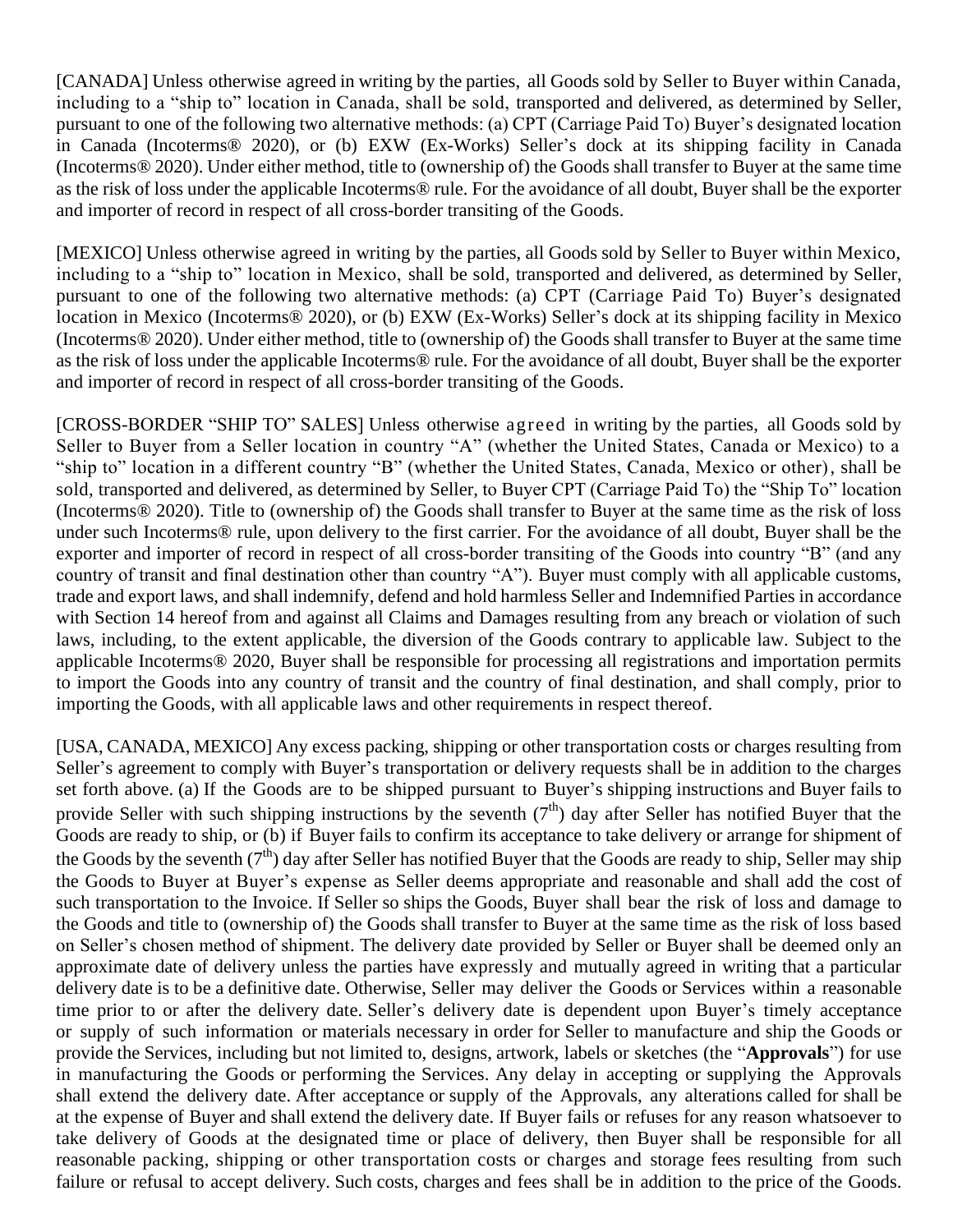[CANADA] Unless otherwise agreed in writing by the parties, all Goods sold by Seller to Buyer within Canada, including to a "ship to" location in Canada, shall be sold, transported and delivered, as determined by Seller, pursuant to one of the following two alternative methods: (a) CPT (Carriage Paid To) Buyer's designated location in Canada (Incoterms® 2020), or (b) EXW (Ex-Works) Seller's dock at its shipping facility in Canada (Incoterms® 2020). Under either method, title to (ownership of) the Goods shall transfer to Buyer at the same time as the risk of loss under the applicable Incoterms® rule. For the avoidance of all doubt, Buyer shall be the exporter and importer of record in respect of all cross-border transiting of the Goods.

[MEXICO] Unless otherwise agreed in writing by the parties, all Goods sold by Seller to Buyer within Mexico, including to a "ship to" location in Mexico, shall be sold, transported and delivered, as determined by Seller, pursuant to one of the following two alternative methods: (a) CPT (Carriage Paid To) Buyer's designated location in Mexico (Incoterms® 2020), or (b) EXW (Ex-Works) Seller's dock at its shipping facility in Mexico (Incoterms® 2020). Under either method, title to (ownership of) the Goods shall transfer to Buyer at the same time as the risk of loss under the applicable Incoterms® rule. For the avoidance of all doubt, Buyer shall be the exporter and importer of record in respect of all cross-border transiting of the Goods.

[CROSS-BORDER "SHIP TO" SALES] Unless otherwise agreed in writing by the parties, all Goods sold by Seller to Buyer from a Seller location in country "A" (whether the United States, Canada or Mexico) to a "ship to" location in a different country "B" (whether the United States, Canada, Mexico or other), shall be sold, transported and delivered, as determined by Seller, to Buyer CPT (Carriage Paid To) the "Ship To" location (Incoterms® 2020). Title to (ownership of) the Goods shall transfer to Buyer at the same time as the risk of loss under such Incoterms® rule, upon delivery to the first carrier. For the avoidance of all doubt, Buyer shall be the exporter and importer of record in respect of all cross-border transiting of the Goods into country "B" (and any country of transit and final destination other than country "A"). Buyer must comply with all applicable customs, trade and export laws, and shall indemnify, defend and hold harmless Seller and Indemnified Parties in accordance with Section 14 hereof from and against all Claims and Damages resulting from any breach or violation of such laws, including, to the extent applicable, the diversion of the Goods contrary to applicable law. Subject to the applicable Incoterms® 2020, Buyer shall be responsible for processing all registrations and importation permits to import the Goods into any country of transit and the country of final destination, and shall comply, prior to importing the Goods, with all applicable laws and other requirements in respect thereof.

[USA, CANADA, MEXICO] Any excess packing, shipping or other transportation costs or charges resulting from Seller's agreement to comply with Buyer's transportation or delivery requests shall be in addition to the charges set forth above. (a) If the Goods are to be shipped pursuant to Buyer's shipping instructions and Buyer fails to provide Seller with such shipping instructions by the seventh (7th) day after Seller has notified Buyer that the Goods are ready to ship, or (b) if Buyer fails to confirm its acceptance to take delivery or arrange for shipment of the Goods by the seventh (7th) day after Seller has notified Buyer that the Goods are ready to ship, Seller may ship the Goods to Buyer at Buyer's expense as Seller deems appropriate and reasonable and shall add the cost of such transportation to the Invoice. If Seller so ships the Goods, Buyer shall bear the risk of loss and damage to the Goods and title to (ownership of) the Goods shall transfer to Buyer at the same time as the risk of loss based on Seller's chosen method of shipment. The delivery date provided by Seller or Buyer shall be deemed only an approximate date of delivery unless the parties have expressly and mutually agreed in writing that a particular delivery date is to be a definitive date. Otherwise, Seller may deliver the Goods or Services within a reasonable time prior to or after the delivery date. Seller's delivery date is dependent upon Buyer's timely acceptance or supply of such information or materials necessary in order for Seller to manufacture and ship the Goods or provide the Services, including but not limited to, designs, artwork, labels or sketches (the "**Approvals**") for use in manufacturing the Goods or performing the Services. Any delay in accepting or supplying the Approvals shall extend the delivery date. After acceptance or supply of the Approvals, any alterations called for shall be at the expense of Buyer and shall extend the delivery date. If Buyer fails or refuses for any reason whatsoever to take delivery of Goods at the designated time or place of delivery, then Buyer shall be responsible for all reasonable packing, shipping or other transportation costs or charges and storage fees resulting from such failure or refusal to accept delivery. Such costs, charges and fees shall be in addition to the price of the Goods.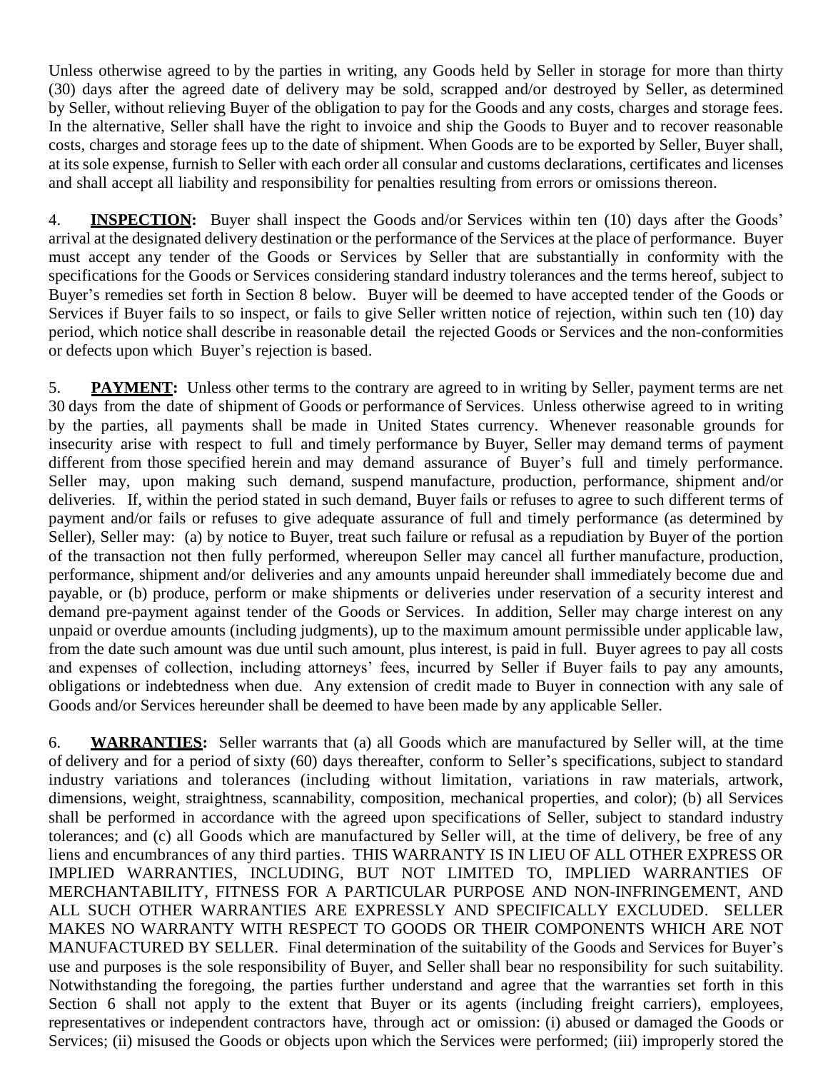Unless otherwise agreed to by the parties in writing, any Goods held by Seller in storage for more than thirty (30) days after the agreed date of delivery may be sold, scrapped and/or destroyed by Seller, as determined by Seller, without relieving Buyer of the obligation to pay for the Goods and any costs, charges and storage fees. In the alternative, Seller shall have the right to invoice and ship the Goods to Buyer and to recover reasonable costs, charges and storage fees up to the date of shipment. When Goods are to be exported by Seller, Buyer shall, at its sole expense, furnish to Seller with each order all consular and customs declarations, certificates and licenses and shall accept all liability and responsibility for penalties resulting from errors or omissions thereon.

4. **INSPECTION:** Buyer shall inspect the Goods and/or Services within ten (10) days after the Goods' arrival at the designated delivery destination or the performance of the Services at the place of performance. Buyer must accept any tender of the Goods or Services by Seller that are substantially in conformity with the specifications for the Goods or Services considering standard industry tolerances and the terms hereof, subject to Buyer's remedies set forth in Section 8 below. Buyer will be deemed to have accepted tender of the Goods or Services if Buyer fails to so inspect, or fails to give Seller written notice of rejection, within such ten (10) day period, which notice shall describe in reasonable detail the rejected Goods or Services and the non-conformities or defects upon which Buyer's rejection is based.

5. **PAYMENT:** Unless other terms to the contrary are agreed to in writing by Seller, payment terms are net 30 days from the date of shipment of Goods or performance of Services. Unless otherwise agreed to in writing by the parties, all payments shall be made in United States currency. Whenever reasonable grounds for insecurity arise with respect to full and timely performance by Buyer, Seller may demand terms of payment different from those specified herein and may demand assurance of Buyer's full and timely performance. Seller may, upon making such demand, suspend manufacture, production, performance, shipment and/or deliveries. If, within the period stated in such demand, Buyer fails or refuses to agree to such different terms of payment and/or fails or refuses to give adequate assurance of full and timely performance (as determined by Seller), Seller may: (a) by notice to Buyer, treat such failure or refusal as a repudiation by Buyer of the portion of the transaction not then fully performed, whereupon Seller may cancel all further manufacture, production, performance, shipment and/or deliveries and any amounts unpaid hereunder shall immediately become due and payable, or (b) produce, perform or make shipments or deliveries under reservation of a security interest and demand pre-payment against tender of the Goods or Services. In addition, Seller may charge interest on any unpaid or overdue amounts (including judgments), up to the maximum amount permissible under applicable law, from the date such amount was due until such amount, plus interest, is paid in full. Buyer agrees to pay all costs and expenses of collection, including attorneys' fees, incurred by Seller if Buyer fails to pay any amounts, obligations or indebtedness when due. Any extension of credit made to Buyer in connection with any sale of Goods and/or Services hereunder shall be deemed to have been made by any applicable Seller.

6. **WARRANTIES:** Seller warrants that (a) all Goods which are manufactured by Seller will, at the time of delivery and for a period of sixty (60) days thereafter, conform to Seller's specifications, subject to standard industry variations and tolerances (including without limitation, variations in raw materials, artwork, dimensions, weight, straightness, scannability, composition, mechanical properties, and color); (b) all Services shall be performed in accordance with the agreed upon specifications of Seller, subject to standard industry tolerances; and (c) all Goods which are manufactured by Seller will, at the time of delivery, be free of any liens and encumbrances of any third parties. THIS WARRANTY IS IN LIEU OF ALL OTHER EXPRESS OR IMPLIED WARRANTIES, INCLUDING, BUT NOT LIMITED TO, IMPLIED WARRANTIES OF MERCHANTABILITY, FITNESS FOR A PARTICULAR PURPOSE AND NON-INFRINGEMENT, AND ALL SUCH OTHER WARRANTIES ARE EXPRESSLY AND SPECIFICALLY EXCLUDED. SELLER MAKES NO WARRANTY WITH RESPECT TO GOODS OR THEIR COMPONENTS WHICH ARE NOT MANUFACTURED BY SELLER. Final determination of the suitability of the Goods and Services for Buyer's use and purposes is the sole responsibility of Buyer, and Seller shall bear no responsibility for such suitability. Notwithstanding the foregoing, the parties further understand and agree that the warranties set forth in this Section 6 shall not apply to the extent that Buyer or its agents (including freight carriers), employees, representatives or independent contractors have, through act or omission: (i) abused or damaged the Goods or Services; (ii) misused the Goods or objects upon which the Services were performed; (iii) improperly stored the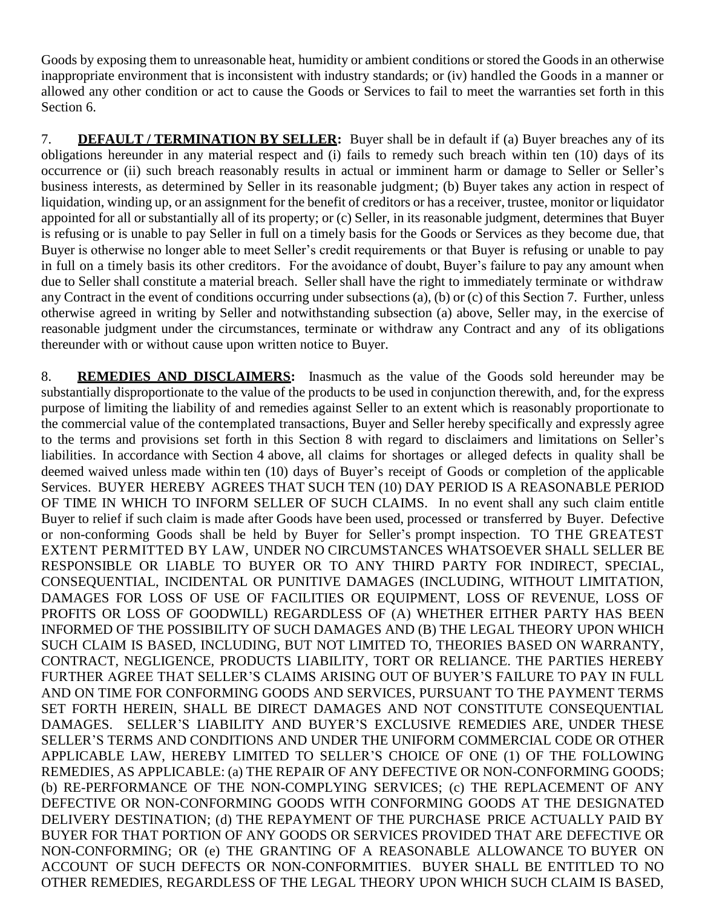Goods by exposing them to unreasonable heat, humidity or ambient conditions or stored the Goods in an otherwise inappropriate environment that is inconsistent with industry standards; or (iv) handled the Goods in a manner or allowed any other condition or act to cause the Goods or Services to fail to meet the warranties set forth in this Section 6.

7. **DEFAULT / TERMINATION BY SELLER:** Buyer shall be in default if (a) Buyer breaches any of its obligations hereunder in any material respect and (i) fails to remedy such breach within ten (10) days of its occurrence or (ii) such breach reasonably results in actual or imminent harm or damage to Seller or Seller's business interests, as determined by Seller in its reasonable judgment; (b) Buyer takes any action in respect of liquidation, winding up, or an assignment for the benefit of creditors or has a receiver, trustee, monitor or liquidator appointed for all or substantially all of its property; or (c) Seller, in its reasonable judgment, determines that Buyer is refusing or is unable to pay Seller in full on a timely basis for the Goods or Services as they become due, that Buyer is otherwise no longer able to meet Seller's credit requirements or that Buyer is refusing or unable to pay in full on a timely basis its other creditors. For the avoidance of doubt, Buyer's failure to pay any amount when due to Seller shall constitute a material breach. Seller shall have the right to immediately terminate or withdraw any Contract in the event of conditions occurring under subsections (a), (b) or (c) of this Section 7. Further, unless otherwise agreed in writing by Seller and notwithstanding subsection (a) above, Seller may, in the exercise of reasonable judgment under the circumstances, terminate or withdraw any Contract and any of its obligations thereunder with or without cause upon written notice to Buyer.

8. **REMEDIES AND DISCLAIMERS:** Inasmuch as the value of the Goods sold hereunder may be substantially disproportionate to the value of the products to be used in conjunction therewith, and, for the express purpose of limiting the liability of and remedies against Seller to an extent which is reasonably proportionate to the commercial value of the contemplated transactions, Buyer and Seller hereby specifically and expressly agree to the terms and provisions set forth in this Section 8 with regard to disclaimers and limitations on Seller's liabilities. In accordance with Section 4 above, all claims for shortages or alleged defects in quality shall be deemed waived unless made within ten (10) days of Buyer's receipt of Goods or completion of the applicable Services. BUYER HEREBY AGREES THAT SUCH TEN (10) DAY PERIOD IS A REASONABLE PERIOD OF TIME IN WHICH TO INFORM SELLER OF SUCH CLAIMS. In no event shall any such claim entitle Buyer to relief if such claim is made after Goods have been used, processed or transferred by Buyer. Defective or non-conforming Goods shall be held by Buyer for Seller's prompt inspection. TO THE GREATEST EXTENT PERMITTED BY LAW, UNDER NO CIRCUMSTANCES WHATSOEVER SHALL SELLER BE RESPONSIBLE OR LIABLE TO BUYER OR TO ANY THIRD PARTY FOR INDIRECT, SPECIAL, CONSEQUENTIAL, INCIDENTAL OR PUNITIVE DAMAGES (INCLUDING, WITHOUT LIMITATION, DAMAGES FOR LOSS OF USE OF FACILITIES OR EQUIPMENT, LOSS OF REVENUE, LOSS OF PROFITS OR LOSS OF GOODWILL) REGARDLESS OF (A) WHETHER EITHER PARTY HAS BEEN INFORMED OF THE POSSIBILITY OF SUCH DAMAGES AND (B) THE LEGAL THEORY UPON WHICH SUCH CLAIM IS BASED, INCLUDING, BUT NOT LIMITED TO, THEORIES BASED ON WARRANTY, CONTRACT, NEGLIGENCE, PRODUCTS LIABILITY, TORT OR RELIANCE. THE PARTIES HEREBY FURTHER AGREE THAT SELLER'S CLAIMS ARISING OUT OF BUYER'S FAILURE TO PAY IN FULL AND ON TIME FOR CONFORMING GOODS AND SERVICES, PURSUANT TO THE PAYMENT TERMS SET FORTH HEREIN, SHALL BE DIRECT DAMAGES AND NOT CONSTITUTE CONSEQUENTIAL DAMAGES. SELLER'S LIABILITY AND BUYER'S EXCLUSIVE REMEDIES ARE, UNDER THESE SELLER'S TERMS AND CONDITIONS AND UNDER THE UNIFORM COMMERCIAL CODE OR OTHER APPLICABLE LAW, HEREBY LIMITED TO SELLER'S CHOICE OF ONE (1) OF THE FOLLOWING REMEDIES, AS APPLICABLE: (a) THE REPAIR OF ANY DEFECTIVE OR NON-CONFORMING GOODS; (b) RE-PERFORMANCE OF THE NON-COMPLYING SERVICES; (c) THE REPLACEMENT OF ANY DEFECTIVE OR NON-CONFORMING GOODS WITH CONFORMING GOODS AT THE DESIGNATED DELIVERY DESTINATION; (d) THE REPAYMENT OF THE PURCHASE PRICE ACTUALLY PAID BY BUYER FOR THAT PORTION OF ANY GOODS OR SERVICES PROVIDED THAT ARE DEFECTIVE OR NON-CONFORMING; OR (e) THE GRANTING OF A REASONABLE ALLOWANCE TO BUYER ON ACCOUNT OF SUCH DEFECTS OR NON-CONFORMITIES. BUYER SHALL BE ENTITLED TO NO OTHER REMEDIES, REGARDLESS OF THE LEGAL THEORY UPON WHICH SUCH CLAIM IS BASED,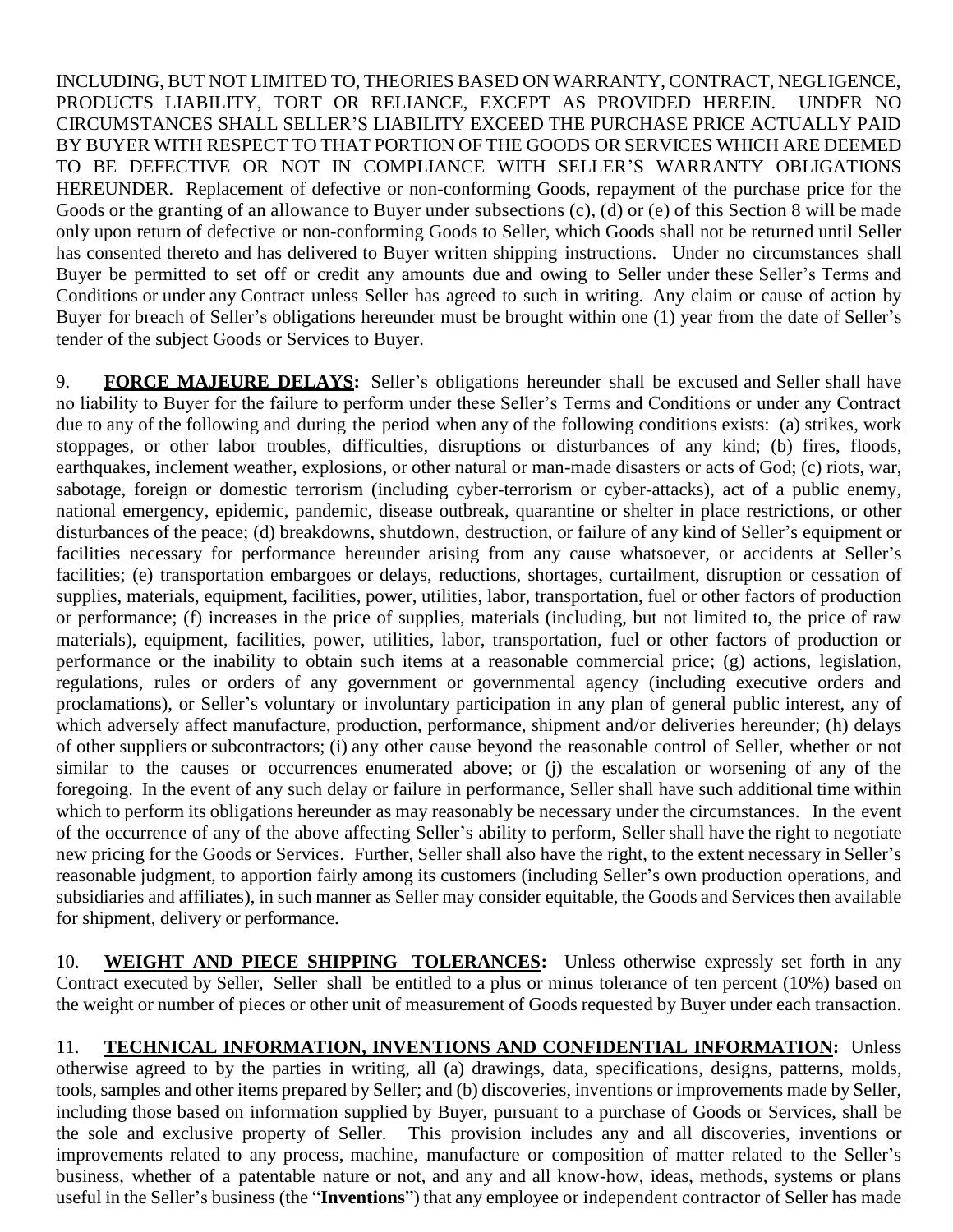INCLUDING, BUT NOT LIMITED TO, THEORIES BASED ON WARRANTY, CONTRACT, NEGLIGENCE, PRODUCTS LIABILITY, TORT OR RELIANCE, EXCEPT AS PROVIDED HEREIN. UNDER NO CIRCUMSTANCES SHALL SELLER'S LIABILITY EXCEED THE PURCHASE PRICE ACTUALLY PAID BY BUYER WITH RESPECT TO THAT PORTION OF THE GOODS OR SERVICES WHICH ARE DEEMED TO BE DEFECTIVE OR NOT IN COMPLIANCE WITH SELLER'S WARRANTY OBLIGATIONS HEREUNDER. Replacement of defective or non-conforming Goods, repayment of the purchase price for the Goods or the granting of an allowance to Buyer under subsections (c), (d) or (e) of this Section 8 will be made only upon return of defective or non-conforming Goods to Seller, which Goods shall not be returned until Seller has consented thereto and has delivered to Buyer written shipping instructions. Under no circumstances shall Buyer be permitted to set off or credit any amounts due and owing to Seller under these Seller's Terms and Conditions or under any Contract unless Seller has agreed to such in writing. Any claim or cause of action by Buyer for breach of Seller's obligations hereunder must be brought within one (1) year from the date of Seller's tender of the subject Goods or Services to Buyer.

9. **FORCE MAJEURE DELAYS:** Seller's obligations hereunder shall be excused and Seller shall have no liability to Buyer for the failure to perform under these Seller's Terms and Conditions or under any Contract due to any of the following and during the period when any of the following conditions exists: (a) strikes, work stoppages, or other labor troubles, difficulties, disruptions or disturbances of any kind; (b) fires, floods, earthquakes, inclement weather, explosions, or other natural or man-made disasters or acts of God; (c) riots, war, sabotage, foreign or domestic terrorism (including cyber-terrorism or cyber-attacks), act of a public enemy, national emergency, epidemic, pandemic, disease outbreak, quarantine or shelter in place restrictions, or other disturbances of the peace; (d) breakdowns, shutdown, destruction, or failure of any kind of Seller's equipment or facilities necessary for performance hereunder arising from any cause whatsoever, or accidents at Seller's facilities; (e) transportation embargoes or delays, reductions, shortages, curtailment, disruption or cessation of supplies, materials, equipment, facilities, power, utilities, labor, transportation, fuel or other factors of production or performance; (f) increases in the price of supplies, materials (including, but not limited to, the price of raw materials), equipment, facilities, power, utilities, labor, transportation, fuel or other factors of production or performance or the inability to obtain such items at a reasonable commercial price; (g) actions, legislation, regulations, rules or orders of any government or governmental agency (including executive orders and proclamations), or Seller's voluntary or involuntary participation in any plan of general public interest, any of which adversely affect manufacture, production, performance, shipment and/or deliveries hereunder; (h) delays of other suppliers or subcontractors; (i) any other cause beyond the reasonable control of Seller, whether or not similar to the causes or occurrences enumerated above; or (j) the escalation or worsening of any of the foregoing. In the event of any such delay or failure in performance, Seller shall have such additional time within which to perform its obligations hereunder as may reasonably be necessary under the circumstances. In the event of the occurrence of any of the above affecting Seller's ability to perform, Seller shall have the right to negotiate new pricing for the Goods or Services. Further, Seller shall also have the right, to the extent necessary in Seller's reasonable judgment, to apportion fairly among its customers (including Seller's own production operations, and subsidiaries and affiliates), in such manner as Seller may consider equitable, the Goods and Services then available for shipment, delivery or performance.

10. **WEIGHT AND PIECE SHIPPING TOLERANCES:** Unless otherwise expressly set forth in any Contract executed by Seller, Seller shall be entitled to a plus or minus tolerance of ten percent (10%) based on the weight or number of pieces or other unit of measurement of Goods requested by Buyer under each transaction.

11. **TECHNICAL INFORMATION, INVENTIONS AND CONFIDENTIAL INFORMATION:** Unless otherwise agreed to by the parties in writing, all (a) drawings, data, specifications, designs, patterns, molds, tools, samples and other items prepared by Seller; and (b) discoveries, inventions or improvements made by Seller, including those based on information supplied by Buyer, pursuant to a purchase of Goods or Services, shall be the sole and exclusive property of Seller. This provision includes any and all discoveries, inventions or improvements related to any process, machine, manufacture or composition of matter related to the Seller's business, whether of a patentable nature or not, and any and all know-how, ideas, methods, systems or plans useful in the Seller's business (the "**Inventions**") that any employee or independent contractor of Seller has made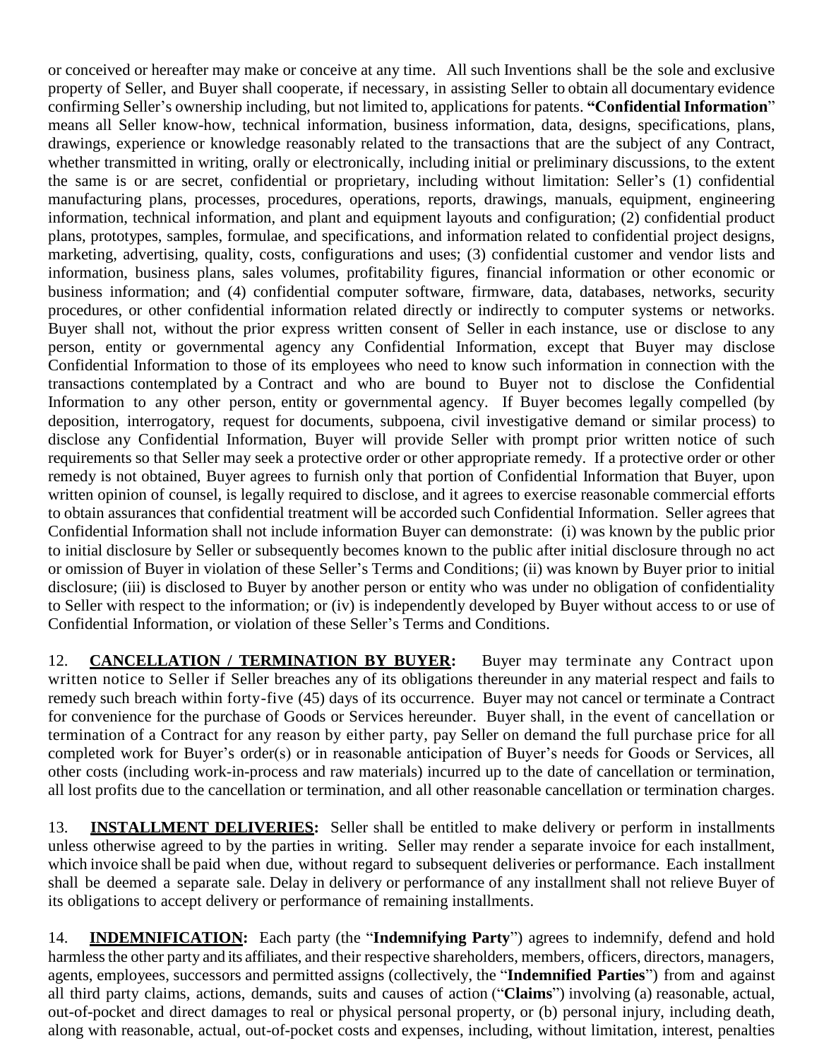or conceived or hereafter may make or conceive at any time. All such Inventions shall be the sole and exclusive property of Seller, and Buyer shall cooperate, if necessary, in assisting Seller to obtain all documentary evidence confirming Seller's ownership including, but not limited to, applications for patents. **"Confidential Information"** means all Seller know-how, technical information, business information, data, designs, specifications, plans, drawings, experience or knowledge reasonably related to the transactions that are the subject of any Contract, whether transmitted in writing, orally or electronically, including initial or preliminary discussions, to the extent the same is or are secret, confidential or proprietary, including without limitation: Seller's (1) confidential manufacturing plans, processes, procedures, operations, reports, drawings, manuals, equipment, engineering information, technical information, and plant and equipment layouts and configuration; (2) confidential product plans, prototypes, samples, formulae, and specifications, and information related to confidential project designs, marketing, advertising, quality, costs, configurations and uses; (3) confidential customer and vendor lists and information, business plans, sales volumes, profitability figures, financial information or other economic or business information; and (4) confidential computer software, firmware, data, databases, networks, security procedures, or other confidential information related directly or indirectly to computer systems or networks. Buyer shall not, without the prior express written consent of Seller in each instance, use or disclose to any person, entity or governmental agency any Confidential Information, except that Buyer may disclose Confidential Information to those of its employees who need to know such information in connection with the transactions contemplated by a Contract and who are bound to Buyer not to disclose the Confidential Information to any other person, entity or governmental agency. If Buyer becomes legally compelled (by deposition, interrogatory, request for documents, subpoena, civil investigative demand or similar process) to disclose any Confidential Information, Buyer will provide Seller with prompt prior written notice of such requirements so that Seller may seek a protective order or other appropriate remedy. If a protective order or other remedy is not obtained, Buyer agrees to furnish only that portion of Confidential Information that Buyer, upon written opinion of counsel, is legally required to disclose, and it agrees to exercise reasonable commercial efforts to obtain assurances that confidential treatment will be accorded such Confidential Information. Seller agrees that Confidential Information shall not include information Buyer can demonstrate: (i) was known by the public prior to initial disclosure by Seller or subsequently becomes known to the public after initial disclosure through no act or omission of Buyer in violation of these Seller's Terms and Conditions; (ii) was known by Buyer prior to initial disclosure; (iii) is disclosed to Buyer by another person or entity who was under no obligation of confidentiality to Seller with respect to the information; or (iv) is independently developed by Buyer without access to or use of Confidential Information, or violation of these Seller's Terms and Conditions.

12. **CANCELLATION / TERMINATION BY BUYER:** Buyer may terminate any Contract upon written notice to Seller if Seller breaches any of its obligations thereunder in any material respect and fails to remedy such breach within forty-five (45) days of its occurrence. Buyer may not cancel or terminate a Contract for convenience for the purchase of Goods or Services hereunder. Buyer shall, in the event of cancellation or termination of a Contract for any reason by either party, pay Seller on demand the full purchase price for all completed work for Buyer's order(s) or in reasonable anticipation of Buyer's needs for Goods or Services, all other costs (including work-in-process and raw materials) incurred up to the date of cancellation or termination, all lost profits due to the cancellation or termination, and all other reasonable cancellation or termination charges.

13. **INSTALLMENT DELIVERIES:** Seller shall be entitled to make delivery or perform in installments unless otherwise agreed to by the parties in writing. Seller may render a separate invoice for each installment, which invoice shall be paid when due, without regard to subsequent deliveries or performance. Each installment shall be deemed a separate sale. Delay in delivery or performance of any installment shall not relieve Buyer of its obligations to accept delivery or performance of remaining installments.

14. **INDEMNIFICATION:** Each party (the "**Indemnifying Party**") agrees to indemnify, defend and hold harmless the other party and its affiliates, and their respective shareholders, members, officers, directors, managers, agents, employees, successors and permitted assigns (collectively, the "**Indemnified Parties**") from and against all third party claims, actions, demands, suits and causes of action ("**Claims**") involving (a) reasonable, actual, out-of-pocket and direct damages to real or physical personal property, or (b) personal injury, including death, along with reasonable, actual, out-of-pocket costs and expenses, including, without limitation, interest, penalties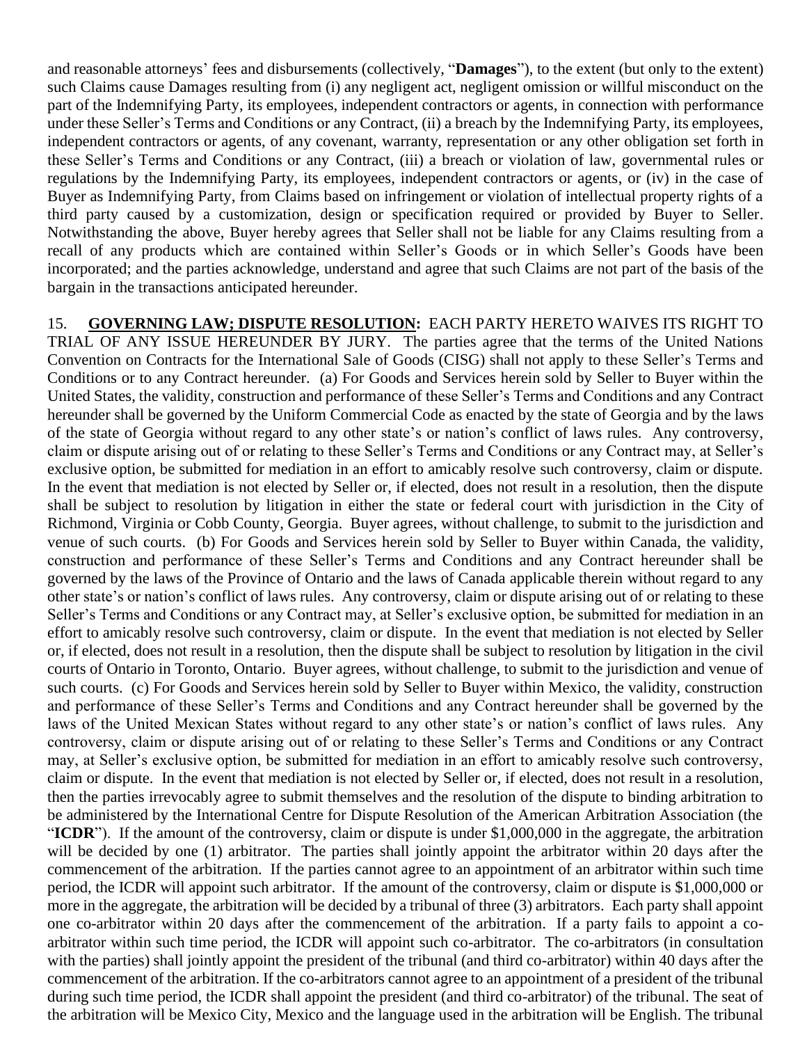and reasonable attorneys' fees and disbursements (collectively, "**Damages**"), to the extent (but only to the extent) such Claims cause Damages resulting from (i) any negligent act, negligent omission or willful misconduct on the part of the Indemnifying Party, its employees, independent contractors or agents, in connection with performance under these Seller's Terms and Conditions or any Contract, (ii) a breach by the Indemnifying Party, its employees, independent contractors or agents, of any covenant, warranty, representation or any other obligation set forth in these Seller's Terms and Conditions or any Contract, (iii) a breach or violation of law, governmental rules or regulations by the Indemnifying Party, its employees, independent contractors or agents, or (iv) in the case of Buyer as Indemnifying Party, from Claims based on infringement or violation of intellectual property rights of a third party caused by a customization, design or specification required or provided by Buyer to Seller. Notwithstanding the above, Buyer hereby agrees that Seller shall not be liable for any Claims resulting from a recall of any products which are contained within Seller's Goods or in which Seller's Goods have been incorporated; and the parties acknowledge, understand and agree that such Claims are not part of the basis of the bargain in the transactions anticipated hereunder.

15. **GOVERNING LAW; DISPUTE RESOLUTION:** EACH PARTY HERETO WAIVES ITS RIGHT TO TRIAL OF ANY ISSUE HEREUNDER BY JURY. The parties agree that the terms of the United Nations Convention on Contracts for the International Sale of Goods (CISG) shall not apply to these Seller's Terms and Conditions or to any Contract hereunder. (a) For Goods and Services herein sold by Seller to Buyer within the United States, the validity, construction and performance of these Seller's Terms and Conditions and any Contract hereunder shall be governed by the Uniform Commercial Code as enacted by the state of Georgia and by the laws of the state of Georgia without regard to any other state's or nation's conflict of laws rules. Any controversy, claim or dispute arising out of or relating to these Seller's Terms and Conditions or any Contract may, at Seller's exclusive option, be submitted for mediation in an effort to amicably resolve such controversy, claim or dispute. In the event that mediation is not elected by Seller or, if elected, does not result in a resolution, then the dispute shall be subject to resolution by litigation in either the state or federal court with jurisdiction in the City of Richmond, Virginia or Cobb County, Georgia. Buyer agrees, without challenge, to submit to the jurisdiction and venue of such courts. (b) For Goods and Services herein sold by Seller to Buyer within Canada, the validity, construction and performance of these Seller's Terms and Conditions and any Contract hereunder shall be governed by the laws of the Province of Ontario and the laws of Canada applicable therein without regard to any other state's or nation's conflict of laws rules. Any controversy, claim or dispute arising out of or relating to these Seller's Terms and Conditions or any Contract may, at Seller's exclusive option, be submitted for mediation in an effort to amicably resolve such controversy, claim or dispute. In the event that mediation is not elected by Seller or, if elected, does not result in a resolution, then the dispute shall be subject to resolution by litigation in the civil courts of Ontario in Toronto, Ontario. Buyer agrees, without challenge, to submit to the jurisdiction and venue of such courts. (c) For Goods and Services herein sold by Seller to Buyer within Mexico, the validity, construction and performance of these Seller's Terms and Conditions and any Contract hereunder shall be governed by the laws of the United Mexican States without regard to any other state's or nation's conflict of laws rules. Any controversy, claim or dispute arising out of or relating to these Seller's Terms and Conditions or any Contract may, at Seller's exclusive option, be submitted for mediation in an effort to amicably resolve such controversy, claim or dispute. In the event that mediation is not elected by Seller or, if elected, does not result in a resolution, then the parties irrevocably agree to submit themselves and the resolution of the dispute to binding arbitration to be administered by the International Centre for Dispute Resolution of the American Arbitration Association (the "**ICDR**"). If the amount of the controversy, claim or dispute is under $1,000,000 in the aggregate, the arbitration will be decided by one (1) arbitrator. The parties shall jointly appoint the arbitrator within 20 days after the commencement of the arbitration. If the parties cannot agree to an appointment of an arbitrator within such time period, the ICDR will appoint such arbitrator. If the amount of the controversy, claim or dispute is $1,000,000 or more in the aggregate, the arbitration will be decided by a tribunal of three (3) arbitrators. Each party shall appoint one co-arbitrator within 20 days after the commencement of the arbitration. If a party fails to appoint a co-arbitrator within such time period, the ICDR will appoint such co-arbitrator. The co-arbitrators (in consultation with the parties) shall jointly appoint the president of the tribunal (and third co-arbitrator) within 40 days after the commencement of the arbitration. If the co-arbitrators cannot agree to an appointment of a president of the tribunal during such time period, the ICDR shall appoint the president (and third co-arbitrator) of the tribunal. The seat of the arbitration will be Mexico City, Mexico and the language used in the arbitration will be English. The tribunal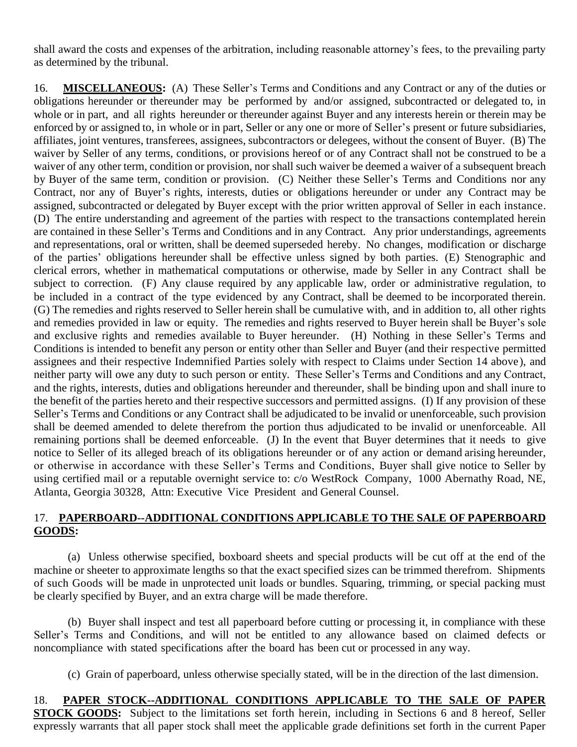shall award the costs and expenses of the arbitration, including reasonable attorney's fees, to the prevailing party as determined by the tribunal.

16. **MISCELLANEOUS:** (A) These Seller's Terms and Conditions and any Contract or any of the duties or obligations hereunder or thereunder may be performed by and/or assigned, subcontracted or delegated to, in whole or in part, and all rights hereunder or thereunder against Buyer and any interests herein or therein may be enforced by or assigned to, in whole or in part, Seller or any one or more of Seller's present or future subsidiaries, affiliates, joint ventures, transferees, assignees, subcontractors or delegees, without the consent of Buyer. (B) The waiver by Seller of any terms, conditions, or provisions hereof or of any Contract shall not be construed to be a waiver of any other term, condition or provision, nor shall such waiver be deemed a waiver of a subsequent breach by Buyer of the same term, condition or provision. (C) Neither these Seller's Terms and Conditions nor any Contract, nor any of Buyer's rights, interests, duties or obligations hereunder or under any Contract may be assigned, subcontracted or delegated by Buyer except with the prior written approval of Seller in each instance. (D) The entire understanding and agreement of the parties with respect to the transactions contemplated herein are contained in these Seller's Terms and Conditions and in any Contract. Any prior understandings, agreements and representations, oral or written, shall be deemed superseded hereby. No changes, modification or discharge of the parties' obligations hereunder shall be effective unless signed by both parties. (E) Stenographic and clerical errors, whether in mathematical computations or otherwise, made by Seller in any Contract shall be subject to correction. (F) Any clause required by any applicable law, order or administrative regulation, to be included in a contract of the type evidenced by any Contract, shall be deemed to be incorporated therein. (G) The remedies and rights reserved to Seller herein shall be cumulative with, and in addition to, all other rights and remedies provided in law or equity. The remedies and rights reserved to Buyer herein shall be Buyer's sole and exclusive rights and remedies available to Buyer hereunder. (H) Nothing in these Seller's Terms and Conditions is intended to benefit any person or entity other than Seller and Buyer (and their respective permitted assignees and their respective Indemnified Parties solely with respect to Claims under Section 14 above), and neither party will owe any duty to such person or entity. These Seller's Terms and Conditions and any Contract, and the rights, interests, duties and obligations hereunder and thereunder, shall be binding upon and shall inure to the benefit of the parties hereto and their respective successors and permitted assigns. (I) If any provision of these Seller's Terms and Conditions or any Contract shall be adjudicated to be invalid or unenforceable, such provision shall be deemed amended to delete therefrom the portion thus adjudicated to be invalid or unenforceable. All remaining portions shall be deemed enforceable. (J) In the event that Buyer determines that it needs to give notice to Seller of its alleged breach of its obligations hereunder or of any action or demand arising hereunder, or otherwise in accordance with these Seller's Terms and Conditions, Buyer shall give notice to Seller by using certified mail or a reputable overnight service to: c/o WestRock Company, 1000 Abernathy Road, NE, Atlanta, Georgia 30328, Attn: Executive Vice President and General Counsel.

17. **PAPERBOARD--ADDITIONAL CONDITIONS APPLICABLE TO THE SALE OF PAPERBOARD GOODS:**

(a) Unless otherwise specified, boxboard sheets and special products will be cut off at the end of the machine or sheeter to approximate lengths so that the exact specified sizes can be trimmed therefrom. Shipments of such Goods will be made in unprotected unit loads or bundles. Squaring, trimming, or special packing must be clearly specified by Buyer, and an extra charge will be made therefore.

(b) Buyer shall inspect and test all paperboard before cutting or processing it, in compliance with these Seller's Terms and Conditions, and will not be entitled to any allowance based on claimed defects or noncompliance with stated specifications after the board has been cut or processed in any way.

(c) Grain of paperboard, unless otherwise specially stated, will be in the direction of the last dimension.

18. **PAPER STOCK--ADDITIONAL CONDITIONS APPLICABLE TO THE SALE OF PAPER STOCK GOODS:** Subject to the limitations set forth herein, including in Sections 6 and 8 hereof, Seller expressly warrants that all paper stock shall meet the applicable grade definitions set forth in the current Paper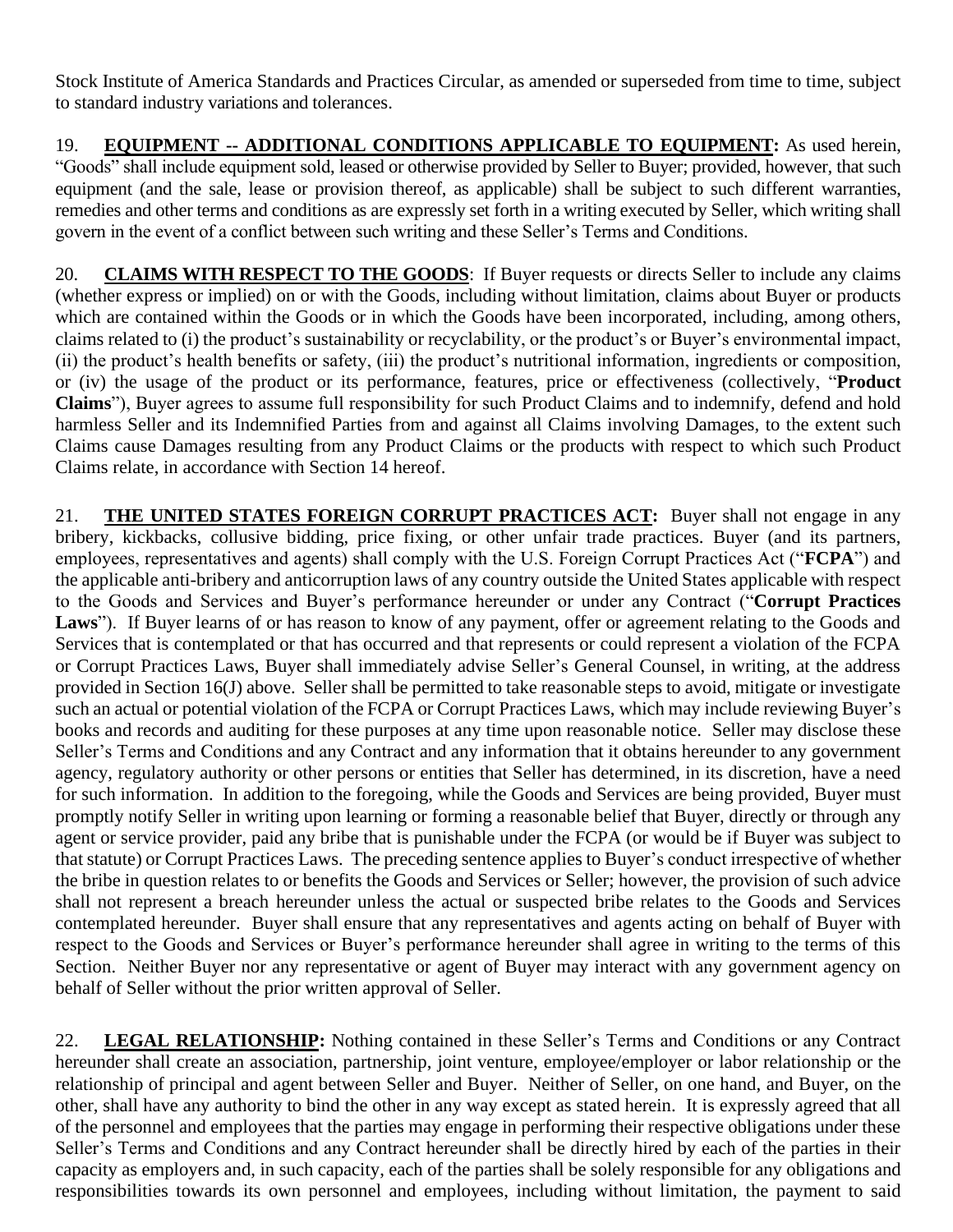Stock Institute of America Standards and Practices Circular, as amended or superseded from time to time, subject to standard industry variations and tolerances.

19. **EQUIPMENT -- ADDITIONAL CONDITIONS APPLICABLE TO EQUIPMENT:** As used herein, "Goods" shall include equipment sold, leased or otherwise provided by Seller to Buyer; provided, however, that such equipment (and the sale, lease or provision thereof, as applicable) shall be subject to such different warranties, remedies and other terms and conditions as are expressly set forth in a writing executed by Seller, which writing shall govern in the event of a conflict between such writing and these Seller's Terms and Conditions.

20. **CLAIMS WITH RESPECT TO THE GOODS**: If Buyer requests or directs Seller to include any claims (whether express or implied) on or with the Goods, including without limitation, claims about Buyer or products which are contained within the Goods or in which the Goods have been incorporated, including, among others, claims related to (i) the product's sustainability or recyclability, or the product's or Buyer's environmental impact, (ii) the product's health benefits or safety, (iii) the product's nutritional information, ingredients or composition, or (iv) the usage of the product or its performance, features, price or effectiveness (collectively, "**Product Claims**"), Buyer agrees to assume full responsibility for such Product Claims and to indemnify, defend and hold harmless Seller and its Indemnified Parties from and against all Claims involving Damages, to the extent such Claims cause Damages resulting from any Product Claims or the products with respect to which such Product Claims relate, in accordance with Section 14 hereof.

21. **THE UNITED STATES FOREIGN CORRUPT PRACTICES ACT:** Buyer shall not engage in any bribery, kickbacks, collusive bidding, price fixing, or other unfair trade practices. Buyer (and its partners, employees, representatives and agents) shall comply with the U.S. Foreign Corrupt Practices Act ("**FCPA**") and the applicable anti-bribery and anticorruption laws of any country outside the United States applicable with respect to the Goods and Services and Buyer's performance hereunder or under any Contract ("**Corrupt Practices Laws**"). If Buyer learns of or has reason to know of any payment, offer or agreement relating to the Goods and Services that is contemplated or that has occurred and that represents or could represent a violation of the FCPA or Corrupt Practices Laws, Buyer shall immediately advise Seller's General Counsel, in writing, at the address provided in Section 16(J) above. Seller shall be permitted to take reasonable steps to avoid, mitigate or investigate such an actual or potential violation of the FCPA or Corrupt Practices Laws, which may include reviewing Buyer's books and records and auditing for these purposes at any time upon reasonable notice. Seller may disclose these Seller's Terms and Conditions and any Contract and any information that it obtains hereunder to any government agency, regulatory authority or other persons or entities that Seller has determined, in its discretion, have a need for such information. In addition to the foregoing, while the Goods and Services are being provided, Buyer must promptly notify Seller in writing upon learning or forming a reasonable belief that Buyer, directly or through any agent or service provider, paid any bribe that is punishable under the FCPA (or would be if Buyer was subject to that statute) or Corrupt Practices Laws. The preceding sentence applies to Buyer's conduct irrespective of whether the bribe in question relates to or benefits the Goods and Services or Seller; however, the provision of such advice shall not represent a breach hereunder unless the actual or suspected bribe relates to the Goods and Services contemplated hereunder. Buyer shall ensure that any representatives and agents acting on behalf of Buyer with respect to the Goods and Services or Buyer's performance hereunder shall agree in writing to the terms of this Section. Neither Buyer nor any representative or agent of Buyer may interact with any government agency on behalf of Seller without the prior written approval of Seller.

22. **LEGAL RELATIONSHIP:** Nothing contained in these Seller's Terms and Conditions or any Contract hereunder shall create an association, partnership, joint venture, employee/employer or labor relationship or the relationship of principal and agent between Seller and Buyer. Neither of Seller, on one hand, and Buyer, on the other, shall have any authority to bind the other in any way except as stated herein. It is expressly agreed that all of the personnel and employees that the parties may engage in performing their respective obligations under these Seller's Terms and Conditions and any Contract hereunder shall be directly hired by each of the parties in their capacity as employers and, in such capacity, each of the parties shall be solely responsible for any obligations and responsibilities towards its own personnel and employees, including without limitation, the payment to said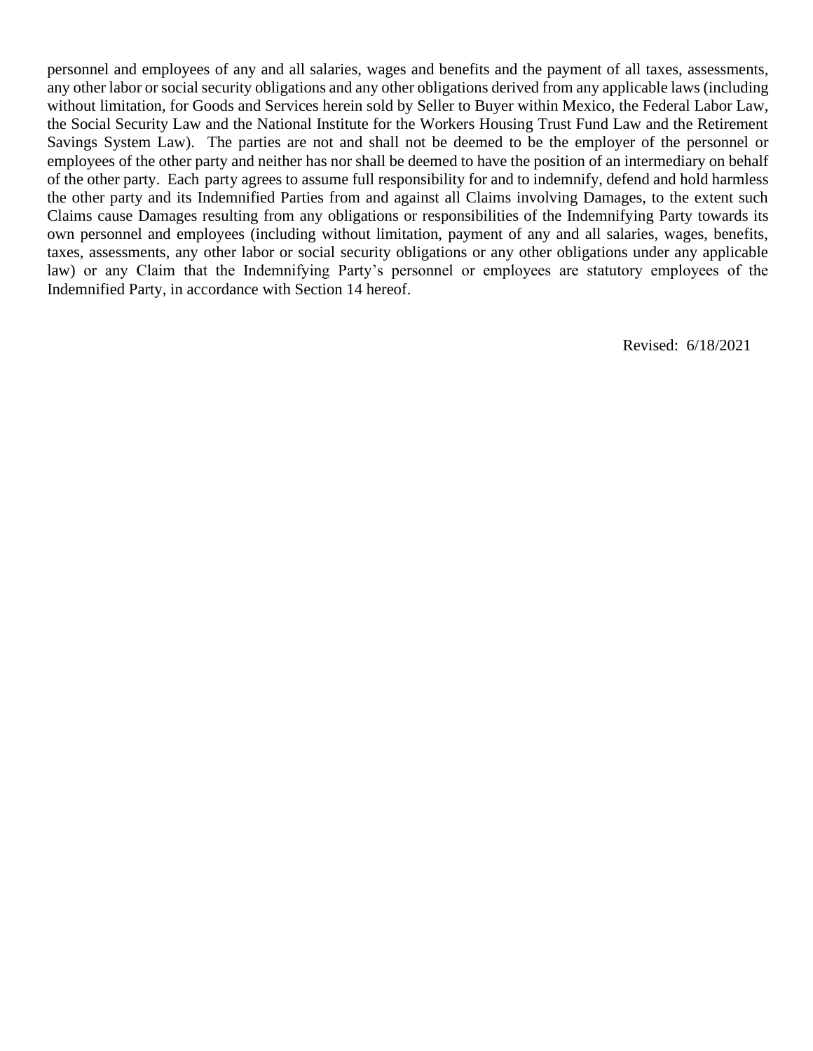personnel and employees of any and all salaries, wages and benefits and the payment of all taxes, assessments, any other labor or social security obligations and any other obligations derived from any applicable laws (including without limitation, for Goods and Services herein sold by Seller to Buyer within Mexico, the Federal Labor Law, the Social Security Law and the National Institute for the Workers Housing Trust Fund Law and the Retirement Savings System Law). The parties are not and shall not be deemed to be the employer of the personnel or employees of the other party and neither has nor shall be deemed to have the position of an intermediary on behalf of the other party. Each party agrees to assume full responsibility for and to indemnify, defend and hold harmless the other party and its Indemnified Parties from and against all Claims involving Damages, to the extent such Claims cause Damages resulting from any obligations or responsibilities of the Indemnifying Party towards its own personnel and employees (including without limitation, payment of any and all salaries, wages, benefits, taxes, assessments, any other labor or social security obligations or any other obligations under any applicable law) or any Claim that the Indemnifying Party's personnel or employees are statutory employees of the Indemnified Party, in accordance with Section 14 hereof.

Revised: 6/18/2021